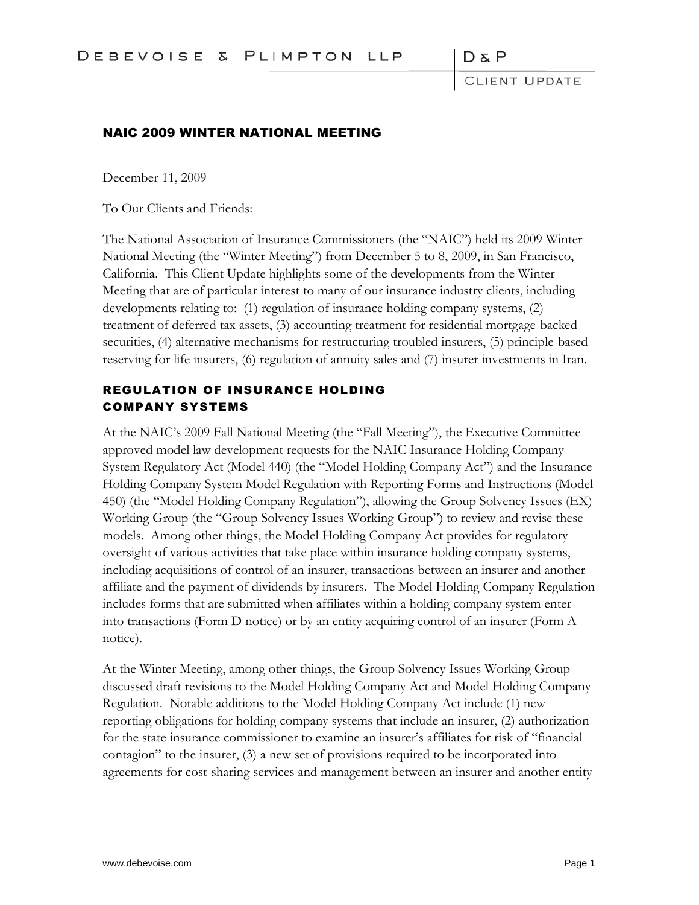# NAIC 2009 WINTER NATIONAL MEETING

December 11, 2009

To Our Clients and Friends:

The National Association of Insurance Commissioners (the "NAIC") held its 2009 Winter National Meeting (the "Winter Meeting") from December 5 to 8, 2009, in San Francisco, California. This Client Update highlights some of the developments from the Winter Meeting that are of particular interest to many of our insurance industry clients, including developments relating to: (1) regulation of insurance holding company systems, (2) treatment of deferred tax assets, (3) accounting treatment for residential mortgage-backed securities, (4) alternative mechanisms for restructuring troubled insurers, (5) principle-based reserving for life insurers, (6) regulation of annuity sales and (7) insurer investments in Iran.

## REGULATION OF INSURANCE HOLDING COMPANY SYSTEMS

At the NAIC's 2009 Fall National Meeting (the "Fall Meeting"), the Executive Committee approved model law development requests for the NAIC Insurance Holding Company System Regulatory Act (Model 440) (the "Model Holding Company Act") and the Insurance Holding Company System Model Regulation with Reporting Forms and Instructions (Model 450) (the "Model Holding Company Regulation"), allowing the Group Solvency Issues (EX) Working Group (the "Group Solvency Issues Working Group") to review and revise these models. Among other things, the Model Holding Company Act provides for regulatory oversight of various activities that take place within insurance holding company systems, including acquisitions of control of an insurer, transactions between an insurer and another affiliate and the payment of dividends by insurers. The Model Holding Company Regulation includes forms that are submitted when affiliates within a holding company system enter into transactions (Form D notice) or by an entity acquiring control of an insurer (Form A notice).

At the Winter Meeting, among other things, the Group Solvency Issues Working Group discussed draft revisions to the Model Holding Company Act and Model Holding Company Regulation. Notable additions to the Model Holding Company Act include (1) new reporting obligations for holding company systems that include an insurer, (2) authorization for the state insurance commissioner to examine an insurer's affiliates for risk of "financial contagion" to the insurer, (3) a new set of provisions required to be incorporated into agreements for cost-sharing services and management between an insurer and another entity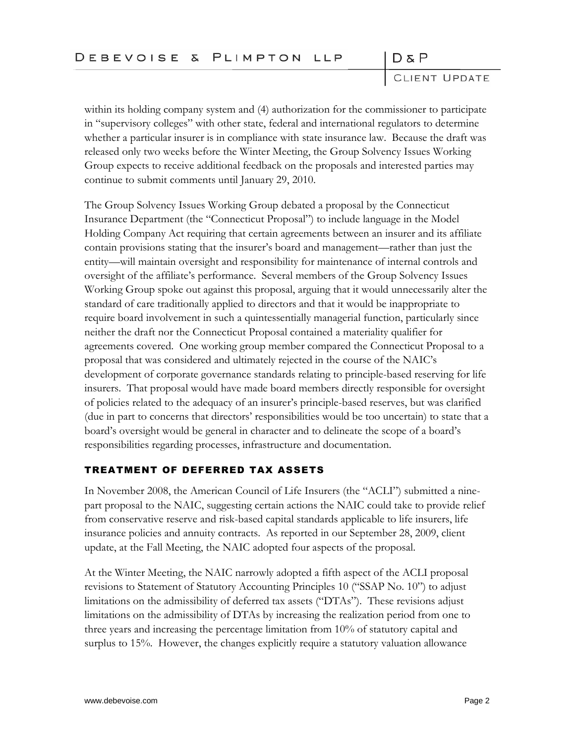within its holding company system and (4) authorization for the commissioner to participate in "supervisory colleges" with other state, federal and international regulators to determine whether a particular insurer is in compliance with state insurance law. Because the draft was released only two weeks before the Winter Meeting, the Group Solvency Issues Working Group expects to receive additional feedback on the proposals and interested parties may continue to submit comments until January 29, 2010.

The Group Solvency Issues Working Group debated a proposal by the Connecticut Insurance Department (the "Connecticut Proposal") to include language in the Model Holding Company Act requiring that certain agreements between an insurer and its affiliate contain provisions stating that the insurer's board and management—rather than just the entity—will maintain oversight and responsibility for maintenance of internal controls and oversight of the affiliate's performance. Several members of the Group Solvency Issues Working Group spoke out against this proposal, arguing that it would unnecessarily alter the standard of care traditionally applied to directors and that it would be inappropriate to require board involvement in such a quintessentially managerial function, particularly since neither the draft nor the Connecticut Proposal contained a materiality qualifier for agreements covered. One working group member compared the Connecticut Proposal to a proposal that was considered and ultimately rejected in the course of the NAIC's development of corporate governance standards relating to principle-based reserving for life insurers. That proposal would have made board members directly responsible for oversight of policies related to the adequacy of an insurer's principle-based reserves, but was clarified (due in part to concerns that directors' responsibilities would be too uncertain) to state that a board's oversight would be general in character and to delineate the scope of a board's responsibilities regarding processes, infrastructure and documentation.

## TREATMENT OF DEFERRED TAX ASSETS

In November 2008, the American Council of Life Insurers (the "ACLI") submitted a nine-part proposal to the NAIC, suggesting certain actions the NAIC could take to provide relief from conservative reserve and risk-based capital standards applicable to life insurers, life insurance policies and annuity contracts. As reported in our September 28, 2009, client update, at the Fall Meeting, the NAIC adopted four aspects of the proposal.

At the Winter Meeting, the NAIC narrowly adopted a fifth aspect of the ACLI proposal revisions to Statement of Statutory Accounting Principles 10 ("SSAP No. 10") to adjust limitations on the admissibility of deferred tax assets ("DTAs"). These revisions adjust limitations on the admissibility of DTAs by increasing the realization period from one to three years and increasing the percentage limitation from 10% of statutory capital and surplus to 15%. However, the changes explicitly require a statutory valuation allowance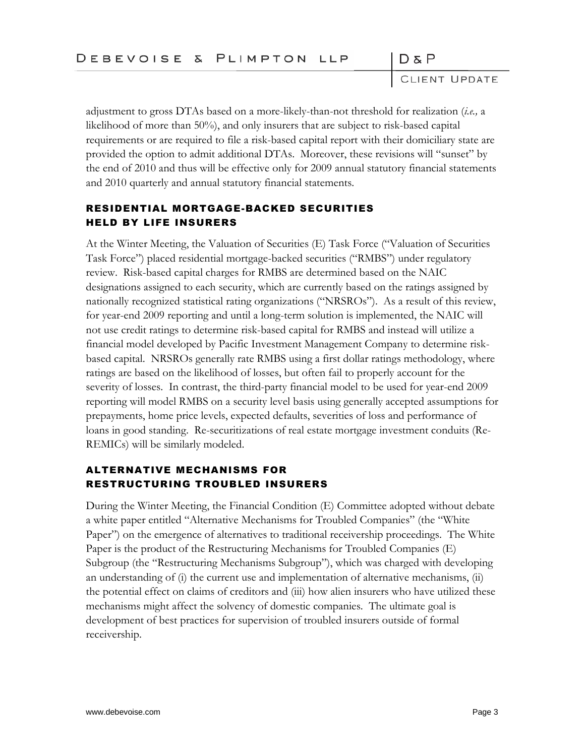adjustment to gross DTAs based on a more-likely-than-not threshold for realization (*i.e.,* a likelihood of more than 50%), and only insurers that are subject to risk-based capital requirements or are required to file a risk-based capital report with their domiciliary state are provided the option to admit additional DTAs. Moreover, these revisions will "sunset" by the end of 2010 and thus will be effective only for 2009 annual statutory financial statements and 2010 quarterly and annual statutory financial statements.

## RESIDENTIAL MORTGAGE-BACKED SECURITIES HELD BY LIFE INSURERS

At the Winter Meeting, the Valuation of Securities (E) Task Force ("Valuation of Securities Task Force") placed residential mortgage-backed securities ("RMBS") under regulatory review. Risk-based capital charges for RMBS are determined based on the NAIC designations assigned to each security, which are currently based on the ratings assigned by nationally recognized statistical rating organizations ("NRSROs"). As a result of this review, for year-end 2009 reporting and until a long-term solution is implemented, the NAIC will not use credit ratings to determine risk-based capital for RMBS and instead will utilize a financial model developed by Pacific Investment Management Company to determine risk-based capital. NRSROs generally rate RMBS using a first dollar ratings methodology, where ratings are based on the likelihood of losses, but often fail to properly account for the severity of losses. In contrast, the third-party financial model to be used for year-end 2009 reporting will model RMBS on a security level basis using generally accepted assumptions for prepayments, home price levels, expected defaults, severities of loss and performance of loans in good standing. Re-securitizations of real estate mortgage investment conduits (Re-REMICs) will be similarly modeled.

## ALTERNATIVE MECHANISMS FOR RESTRUCTURING TROUBLED INSURERS

During the Winter Meeting, the Financial Condition (E) Committee adopted without debate a white paper entitled "Alternative Mechanisms for Troubled Companies" (the "White Paper") on the emergence of alternatives to traditional receivership proceedings. The White Paper is the product of the Restructuring Mechanisms for Troubled Companies (E) Subgroup (the "Restructuring Mechanisms Subgroup"), which was charged with developing an understanding of (i) the current use and implementation of alternative mechanisms, (ii) the potential effect on claims of creditors and (iii) how alien insurers who have utilized these mechanisms might affect the solvency of domestic companies. The ultimate goal is development of best practices for supervision of troubled insurers outside of formal receivership.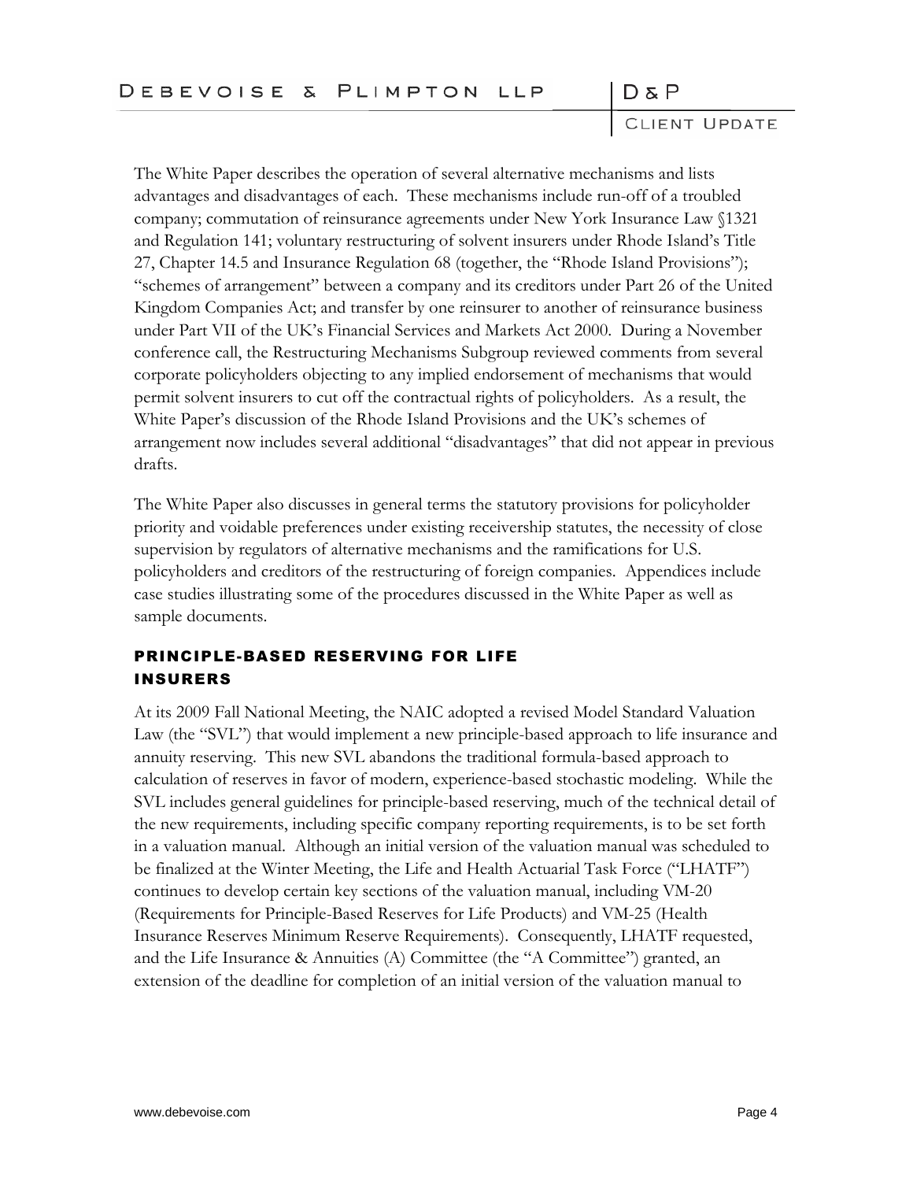The White Paper describes the operation of several alternative mechanisms and lists advantages and disadvantages of each. These mechanisms include run-off of a troubled company; commutation of reinsurance agreements under New York Insurance Law §1321 and Regulation 141; voluntary restructuring of solvent insurers under Rhode Island's Title 27, Chapter 14.5 and Insurance Regulation 68 (together, the "Rhode Island Provisions"); "schemes of arrangement" between a company and its creditors under Part 26 of the United Kingdom Companies Act; and transfer by one reinsurer to another of reinsurance business under Part VII of the UK's Financial Services and Markets Act 2000. During a November conference call, the Restructuring Mechanisms Subgroup reviewed comments from several corporate policyholders objecting to any implied endorsement of mechanisms that would permit solvent insurers to cut off the contractual rights of policyholders. As a result, the White Paper's discussion of the Rhode Island Provisions and the UK's schemes of arrangement now includes several additional "disadvantages" that did not appear in previous drafts.

The White Paper also discusses in general terms the statutory provisions for policyholder priority and voidable preferences under existing receivership statutes, the necessity of close supervision by regulators of alternative mechanisms and the ramifications for U.S. policyholders and creditors of the restructuring of foreign companies. Appendices include case studies illustrating some of the procedures discussed in the White Paper as well as sample documents.

## PRINCIPLE-BASED RESERVING FOR LIFE INSURERS

At its 2009 Fall National Meeting, the NAIC adopted a revised Model Standard Valuation Law (the "SVL") that would implement a new principle-based approach to life insurance and annuity reserving. This new SVL abandons the traditional formula-based approach to calculation of reserves in favor of modern, experience-based stochastic modeling. While the SVL includes general guidelines for principle-based reserving, much of the technical detail of the new requirements, including specific company reporting requirements, is to be set forth in a valuation manual. Although an initial version of the valuation manual was scheduled to be finalized at the Winter Meeting, the Life and Health Actuarial Task Force ("LHATF") continues to develop certain key sections of the valuation manual, including VM-20 (Requirements for Principle-Based Reserves for Life Products) and VM-25 (Health Insurance Reserves Minimum Reserve Requirements). Consequently, LHATF requested, and the Life Insurance & Annuities (A) Committee (the "A Committee") granted, an extension of the deadline for completion of an initial version of the valuation manual to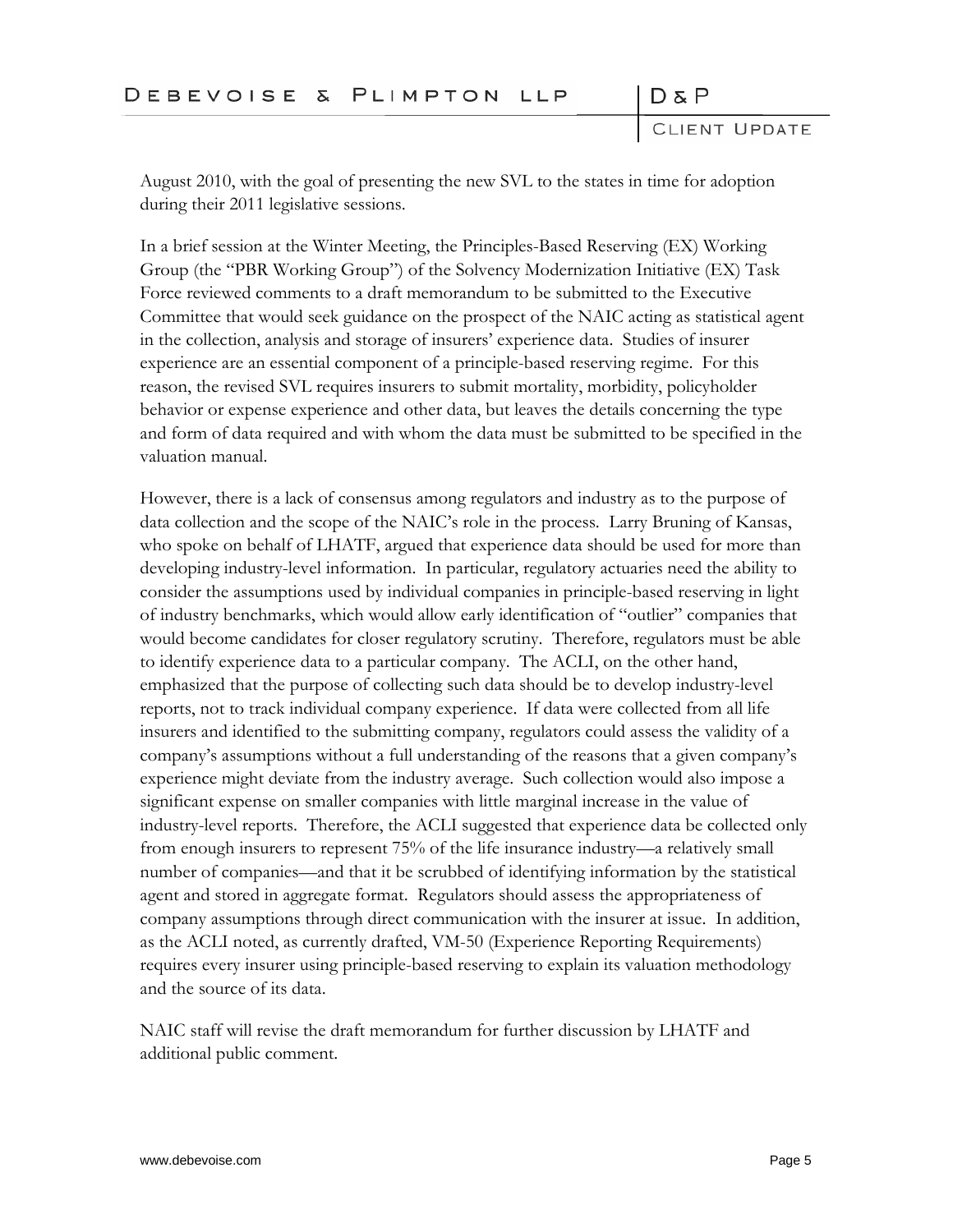August 2010, with the goal of presenting the new SVL to the states in time for adoption during their 2011 legislative sessions.

In a brief session at the Winter Meeting, the Principles-Based Reserving (EX) Working Group (the "PBR Working Group") of the Solvency Modernization Initiative (EX) Task Force reviewed comments to a draft memorandum to be submitted to the Executive Committee that would seek guidance on the prospect of the NAIC acting as statistical agent in the collection, analysis and storage of insurers' experience data. Studies of insurer experience are an essential component of a principle-based reserving regime. For this reason, the revised SVL requires insurers to submit mortality, morbidity, policyholder behavior or expense experience and other data, but leaves the details concerning the type and form of data required and with whom the data must be submitted to be specified in the valuation manual.

However, there is a lack of consensus among regulators and industry as to the purpose of data collection and the scope of the NAIC's role in the process. Larry Bruning of Kansas, who spoke on behalf of LHATF, argued that experience data should be used for more than developing industry-level information. In particular, regulatory actuaries need the ability to consider the assumptions used by individual companies in principle-based reserving in light of industry benchmarks, which would allow early identification of "outlier" companies that would become candidates for closer regulatory scrutiny. Therefore, regulators must be able to identify experience data to a particular company. The ACLI, on the other hand, emphasized that the purpose of collecting such data should be to develop industry-level reports, not to track individual company experience. If data were collected from all life insurers and identified to the submitting company, regulators could assess the validity of a company's assumptions without a full understanding of the reasons that a given company's experience might deviate from the industry average. Such collection would also impose a significant expense on smaller companies with little marginal increase in the value of industry-level reports. Therefore, the ACLI suggested that experience data be collected only from enough insurers to represent 75% of the life insurance industry—a relatively small number of companies—and that it be scrubbed of identifying information by the statistical agent and stored in aggregate format. Regulators should assess the appropriateness of company assumptions through direct communication with the insurer at issue. In addition, as the ACLI noted, as currently drafted, VM-50 (Experience Reporting Requirements) requires every insurer using principle-based reserving to explain its valuation methodology and the source of its data.

NAIC staff will revise the draft memorandum for further discussion by LHATF and additional public comment.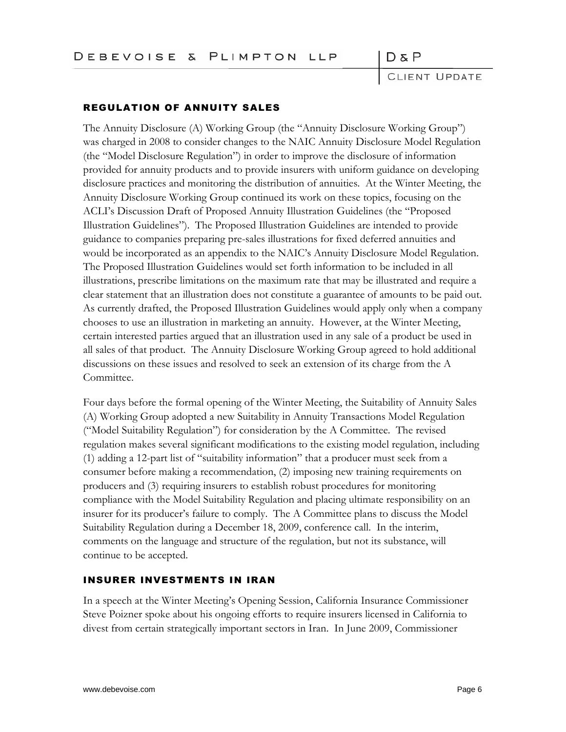## REGULATION OF ANNUITY SALES

The Annuity Disclosure (A) Working Group (the "Annuity Disclosure Working Group") was charged in 2008 to consider changes to the NAIC Annuity Disclosure Model Regulation (the "Model Disclosure Regulation") in order to improve the disclosure of information provided for annuity products and to provide insurers with uniform guidance on developing disclosure practices and monitoring the distribution of annuities. At the Winter Meeting, the Annuity Disclosure Working Group continued its work on these topics, focusing on the ACLI's Discussion Draft of Proposed Annuity Illustration Guidelines (the "Proposed Illustration Guidelines"). The Proposed Illustration Guidelines are intended to provide guidance to companies preparing pre-sales illustrations for fixed deferred annuities and would be incorporated as an appendix to the NAIC's Annuity Disclosure Model Regulation. The Proposed Illustration Guidelines would set forth information to be included in all illustrations, prescribe limitations on the maximum rate that may be illustrated and require a clear statement that an illustration does not constitute a guarantee of amounts to be paid out. As currently drafted, the Proposed Illustration Guidelines would apply only when a company chooses to use an illustration in marketing an annuity. However, at the Winter Meeting, certain interested parties argued that an illustration used in any sale of a product be used in all sales of that product. The Annuity Disclosure Working Group agreed to hold additional discussions on these issues and resolved to seek an extension of its charge from the A Committee.

Four days before the formal opening of the Winter Meeting, the Suitability of Annuity Sales (A) Working Group adopted a new Suitability in Annuity Transactions Model Regulation ("Model Suitability Regulation") for consideration by the A Committee. The revised regulation makes several significant modifications to the existing model regulation, including (1) adding a 12-part list of "suitability information" that a producer must seek from a consumer before making a recommendation, (2) imposing new training requirements on producers and (3) requiring insurers to establish robust procedures for monitoring compliance with the Model Suitability Regulation and placing ultimate responsibility on an insurer for its producer's failure to comply. The A Committee plans to discuss the Model Suitability Regulation during a December 18, 2009, conference call. In the interim, comments on the language and structure of the regulation, but not its substance, will continue to be accepted.

## INSURER INVESTMENTS IN IRAN

In a speech at the Winter Meeting's Opening Session, California Insurance Commissioner Steve Poizner spoke about his ongoing efforts to require insurers licensed in California to divest from certain strategically important sectors in Iran. In June 2009, Commissioner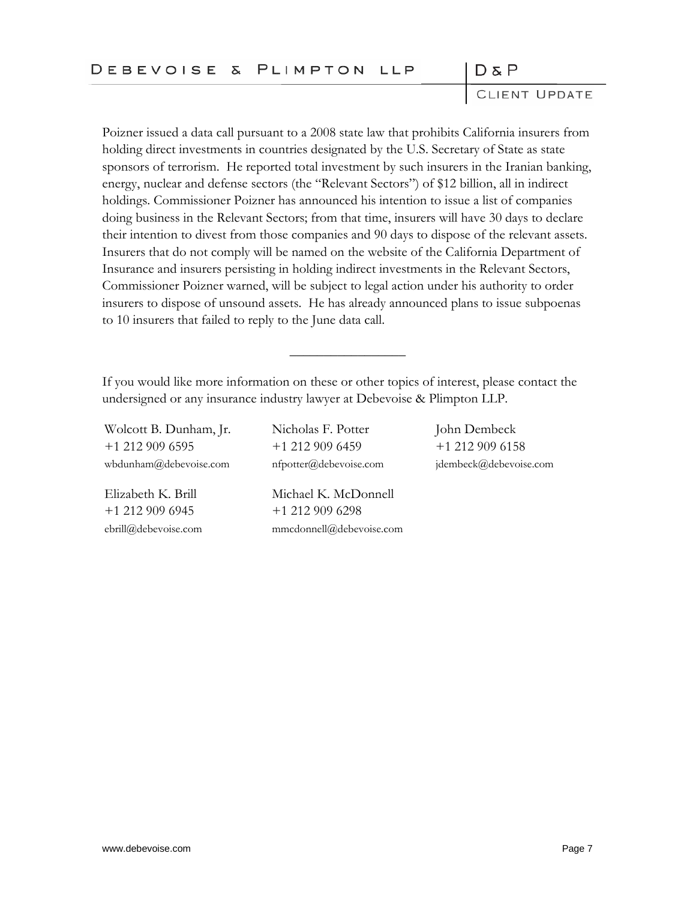Poizner issued a data call pursuant to a 2008 state law that prohibits California insurers from holding direct investments in countries designated by the U.S. Secretary of State as state sponsors of terrorism. He reported total investment by such insurers in the Iranian banking, energy, nuclear and defense sectors (the "Relevant Sectors") of $12 billion, all in indirect holdings. Commissioner Poizner has announced his intention to issue a list of companies doing business in the Relevant Sectors; from that time, insurers will have 30 days to declare their intention to divest from those companies and 90 days to dispose of the relevant assets. Insurers that do not comply will be named on the website of the California Department of Insurance and insurers persisting in holding indirect investments in the Relevant Sectors, Commissioner Poizner warned, will be subject to legal action under his authority to order insurers to dispose of unsound assets. He has already announced plans to issue subpoenas to 10 insurers that failed to reply to the June data call.

---

If you would like more information on these or other topics of interest, please contact the undersigned or any insurance industry lawyer at Debevoise & Plimpton LLP.

Wolcott B. Dunham, Jr.
+1 212 909 6595
wbdunham@debevoise.com

Nicholas F. Potter
+1 212 909 6459
nfpotter@debevoise.com

John Dembeck
+1 212 909 6158
jdembeck@debevoise.com

Elizabeth K. Brill
+1 212 909 6945
ebrill@debevoise.com

Michael K. McDonnell
+1 212 909 6298
mmcdonnell@debevoise.com